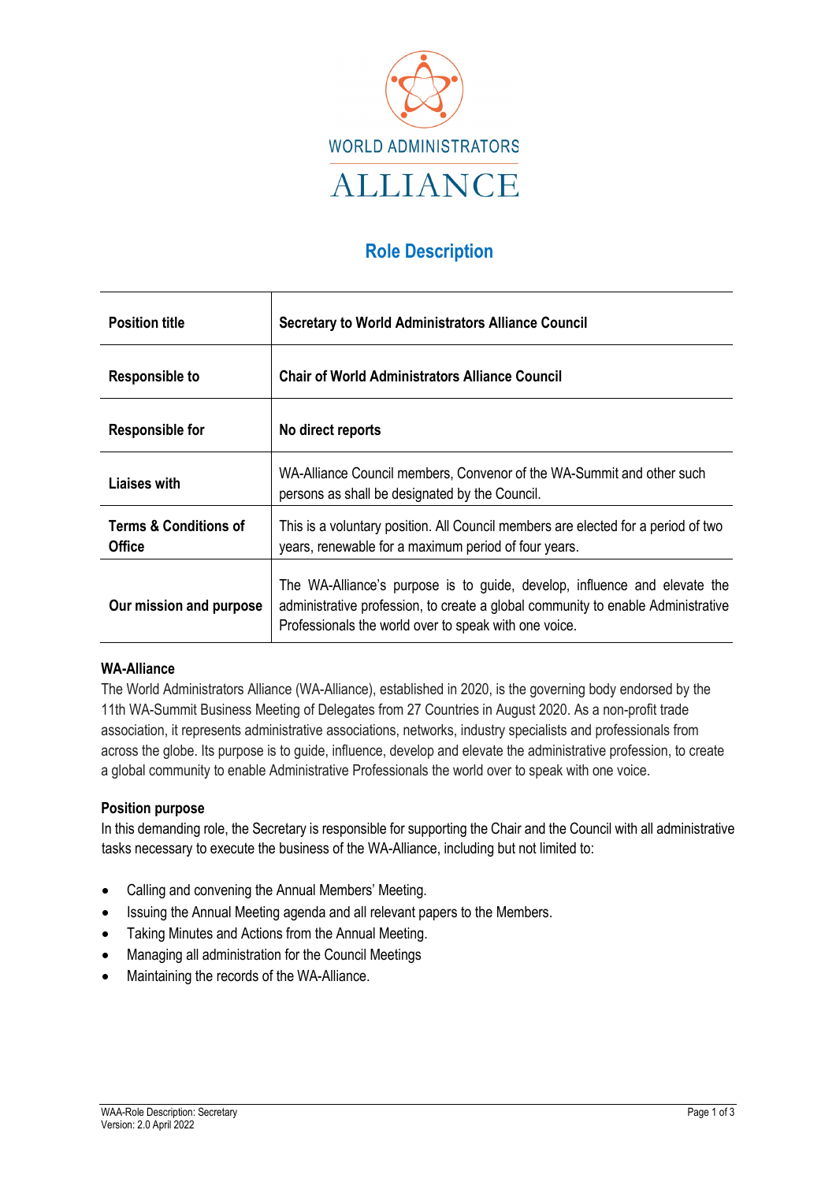WORLD ADMINISTRATORS
ALLIANCE

# Role Description

| Position title | Secretary to World Administrators Alliance Council |
|---|---|
| Responsible to | Chair of World Administrators Alliance Council |
| Responsible for | No direct reports |
| Liaises with | WA-Alliance Council members, Convenor of the WA-Summit and other such persons as shall be designated by the Council. |
| Terms & Conditions of Office | This is a voluntary position. All Council members are elected for a period of two years, renewable for a maximum period of four years. |
| Our mission and purpose | The WA-Alliance's purpose is to guide, develop, influence and elevate the administrative profession, to create a global community to enable Administrative Professionals the world over to speak with one voice. |

### WA-Alliance

The World Administrators Alliance (WA-Alliance), established in 2020, is the governing body endorsed by the 11th WA-Summit Business Meeting of Delegates from 27 Countries in August 2020. As a non-profit trade association, it represents administrative associations, networks, industry specialists and professionals from across the globe. Its purpose is to guide, influence, develop and elevate the administrative profession, to create a global community to enable Administrative Professionals the world over to speak with one voice.

### Position purpose

In this demanding role, the Secretary is responsible for supporting the Chair and the Council with all administrative tasks necessary to execute the business of the WA-Alliance, including but not limited to:

- Calling and convening the Annual Members' Meeting.
- Issuing the Annual Meeting agenda and all relevant papers to the Members.
- Taking Minutes and Actions from the Annual Meeting.
- Managing all administration for the Council Meetings
- Maintaining the records of the WA-Alliance.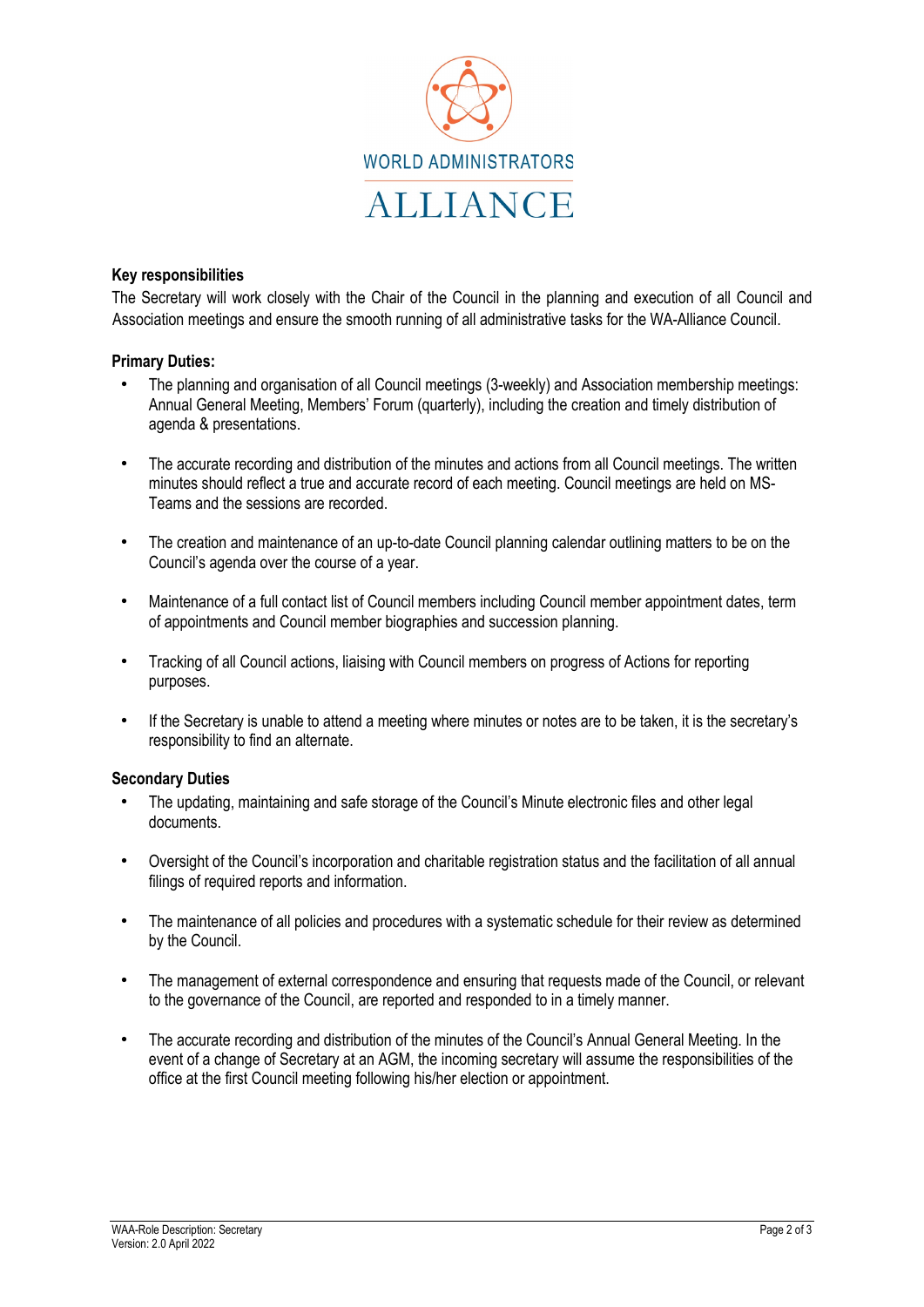WORLD ADMINISTRATORS ALLIANCE

**Key responsibilities**

The Secretary will work closely with the Chair of the Council in the planning and execution of all Council and Association meetings and ensure the smooth running of all administrative tasks for the WA-Alliance Council.

**Primary Duties:**

- The planning and organisation of all Council meetings (3-weekly) and Association membership meetings: Annual General Meeting, Members' Forum (quarterly), including the creation and timely distribution of agenda & presentations.
- The accurate recording and distribution of the minutes and actions from all Council meetings. The written minutes should reflect a true and accurate record of each meeting. Council meetings are held on MS-Teams and the sessions are recorded.
- The creation and maintenance of an up-to-date Council planning calendar outlining matters to be on the Council's agenda over the course of a year.
- Maintenance of a full contact list of Council members including Council member appointment dates, term of appointments and Council member biographies and succession planning.
- Tracking of all Council actions, liaising with Council members on progress of Actions for reporting purposes.
- If the Secretary is unable to attend a meeting where minutes or notes are to be taken, it is the secretary's responsibility to find an alternate.

**Secondary Duties**

- The updating, maintaining and safe storage of the Council's Minute electronic files and other legal documents.
- Oversight of the Council's incorporation and charitable registration status and the facilitation of all annual filings of required reports and information.
- The maintenance of all policies and procedures with a systematic schedule for their review as determined by the Council.
- The management of external correspondence and ensuring that requests made of the Council, or relevant to the governance of the Council, are reported and responded to in a timely manner.
- The accurate recording and distribution of the minutes of the Council's Annual General Meeting. In the event of a change of Secretary at an AGM, the incoming secretary will assume the responsibilities of the office at the first Council meeting following his/her election or appointment.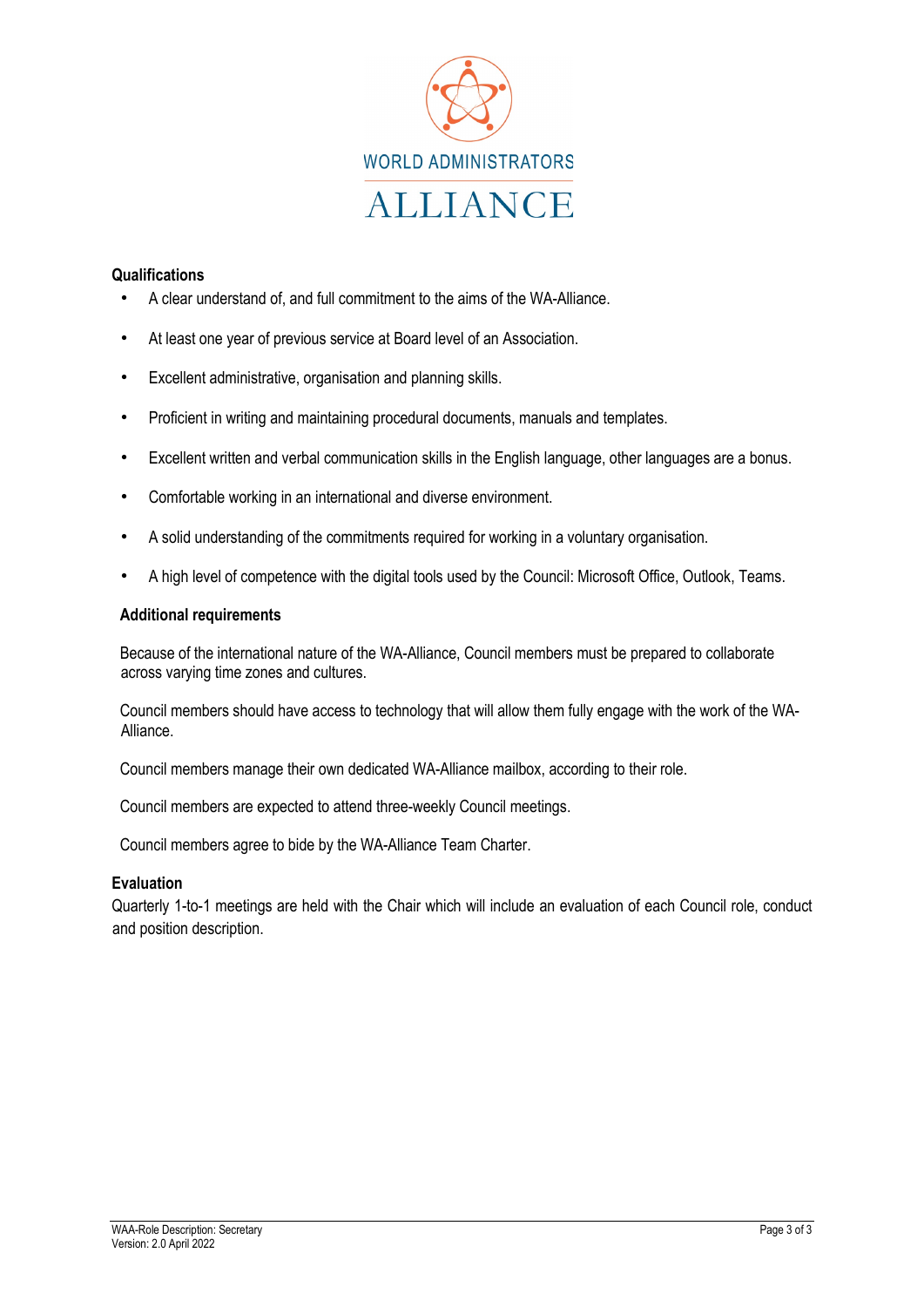WORLD ADMINISTRATORS

ALLIANCE

**Qualifications**

- A clear understand of, and full commitment to the aims of the WA-Alliance.
- At least one year of previous service at Board level of an Association.
- Excellent administrative, organisation and planning skills.
- Proficient in writing and maintaining procedural documents, manuals and templates.
- Excellent written and verbal communication skills in the English language, other languages are a bonus.
- Comfortable working in an international and diverse environment.
- A solid understanding of the commitments required for working in a voluntary organisation.
- A high level of competence with the digital tools used by the Council: Microsoft Office, Outlook, Teams.

**Additional requirements**

Because of the international nature of the WA-Alliance, Council members must be prepared to collaborate across varying time zones and cultures.

Council members should have access to technology that will allow them fully engage with the work of the WA-Alliance.

Council members manage their own dedicated WA-Alliance mailbox, according to their role.

Council members are expected to attend three-weekly Council meetings.

Council members agree to bide by the WA-Alliance Team Charter.

**Evaluation**

Quarterly 1-to-1 meetings are held with the Chair which will include an evaluation of each Council role, conduct and position description.